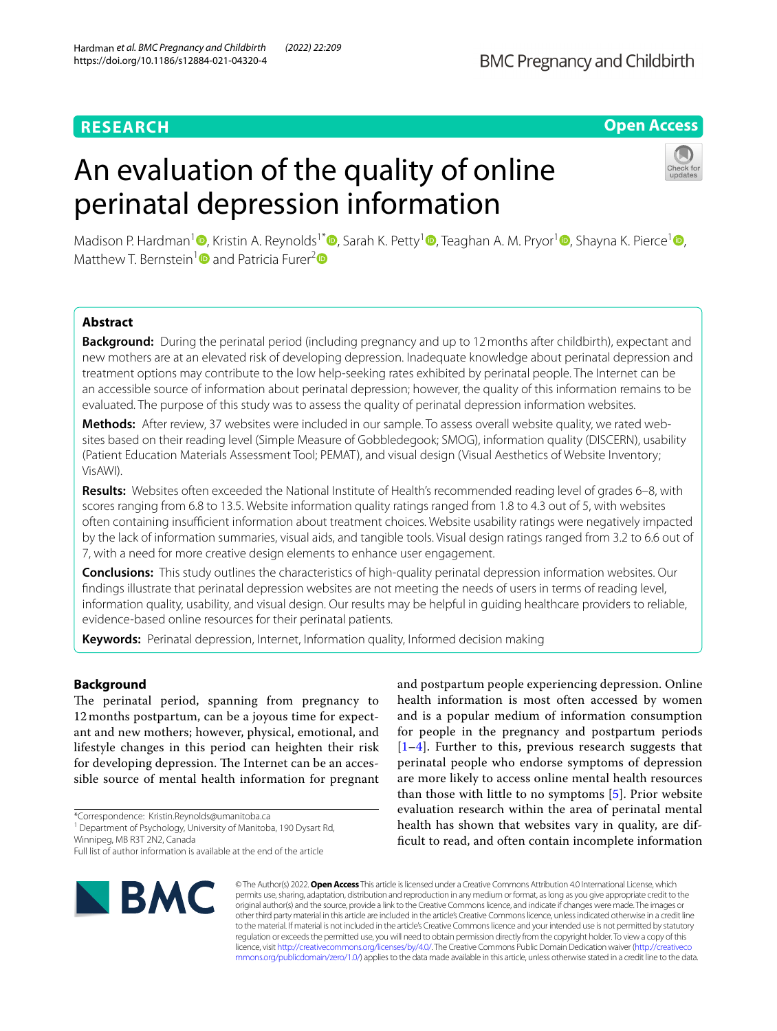RESEARCH

Open Access

# An evaluation of the quality of online perinatal depression information

Madison P. Hardman[1], Kristin A. Reynolds[1*], Sarah K. Petty[1], Teaghan A. M. Pryor[1], Shayna K. Pierce[1], Matthew T. Bernstein[1] and Patricia Furer[2]

## Abstract

**Background:** During the perinatal period (including pregnancy and up to 12 months after childbirth), expectant and new mothers are at an elevated risk of developing depression. Inadequate knowledge about perinatal depression and treatment options may contribute to the low help-seeking rates exhibited by perinatal people. The Internet can be an accessible source of information about perinatal depression; however, the quality of this information remains to be evaluated. The purpose of this study was to assess the quality of perinatal depression information websites.

**Methods:** After review, 37 websites were included in our sample. To assess overall website quality, we rated websites based on their reading level (Simple Measure of Gobbledegook; SMOG), information quality (DISCERN), usability (Patient Education Materials Assessment Tool; PEMAT), and visual design (Visual Aesthetics of Website Inventory; VisAWI).

**Results:** Websites often exceeded the National Institute of Health's recommended reading level of grades 6–8, with scores ranging from 6.8 to 13.5. Website information quality ratings ranged from 1.8 to 4.3 out of 5, with websites often containing insufficient information about treatment choices. Website usability ratings were negatively impacted by the lack of information summaries, visual aids, and tangible tools. Visual design ratings ranged from 3.2 to 6.6 out of 7, with a need for more creative design elements to enhance user engagement.

**Conclusions:** This study outlines the characteristics of high-quality perinatal depression information websites. Our findings illustrate that perinatal depression websites are not meeting the needs of users in terms of reading level, information quality, usability, and visual design. Our results may be helpful in guiding healthcare providers to reliable, evidence-based online resources for their perinatal patients.

**Keywords:** Perinatal depression, Internet, Information quality, Informed decision making

## Background

The perinatal period, spanning from pregnancy to 12 months postpartum, can be a joyous time for expectant and new mothers; however, physical, emotional, and lifestyle changes in this period can heighten their risk for developing depression. The Internet can be an accessible source of mental health information for pregnant and postpartum people experiencing depression. Online health information is most often accessed by women and is a popular medium of information consumption for people in the pregnancy and postpartum periods [1–4]. Further to this, previous research suggests that perinatal people who endorse symptoms of depression are more likely to access online mental health resources than those with little to no symptoms [5]. Prior website evaluation research within the area of perinatal mental health has shown that websites vary in quality, are difficult to read, and often contain incomplete information

*Correspondence: Kristin.Reynolds@umanitoba.ca

[1] Department of Psychology, University of Manitoba, 190 Dysart Rd, Winnipeg, MB R3T 2N2, Canada

Full list of author information is available at the end of the article

© The Author(s) 2022. **Open Access** This article is licensed under a Creative Commons Attribution 4.0 International License, which permits use, sharing, adaptation, distribution and reproduction in any medium or format, as long as you give appropriate credit to the original author(s) and the source, provide a link to the Creative Commons licence, and indicate if changes were made. The images or other third party material in this article are included in the article's Creative Commons licence, unless indicated otherwise in a credit line to the material. If material is not included in the article's Creative Commons licence and your intended use is not permitted by statutory regulation or exceeds the permitted use, you will need to obtain permission directly from the copyright holder. To view a copy of this licence, visit http://creativecommons.org/licenses/by/4.0/. The Creative Commons Public Domain Dedication waiver (http://creativecommons.org/publicdomain/zero/1.0/) applies to the data made available in this article, unless otherwise stated in a credit line to the data.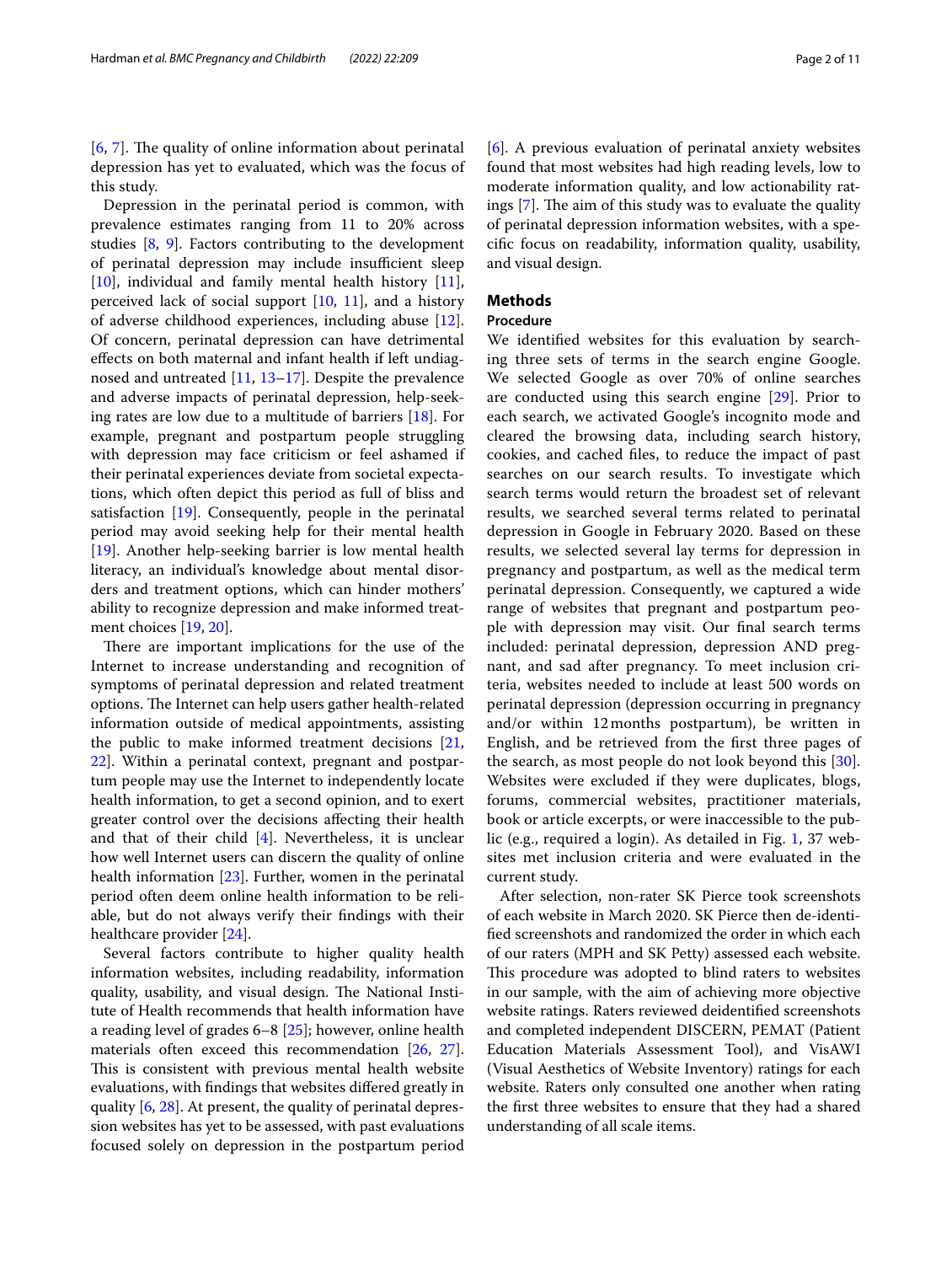[6, 7]. The quality of online information about perinatal depression has yet to evaluated, which was the focus of this study.

Depression in the perinatal period is common, with prevalence estimates ranging from 11 to 20% across studies [8, 9]. Factors contributing to the development of perinatal depression may include insufficient sleep [10], individual and family mental health history [11], perceived lack of social support [10, 11], and a history of adverse childhood experiences, including abuse [12]. Of concern, perinatal depression can have detrimental effects on both maternal and infant health if left undiagnosed and untreated [11, 13–17]. Despite the prevalence and adverse impacts of perinatal depression, help-seeking rates are low due to a multitude of barriers [18]. For example, pregnant and postpartum people struggling with depression may face criticism or feel ashamed if their perinatal experiences deviate from societal expectations, which often depict this period as full of bliss and satisfaction [19]. Consequently, people in the perinatal period may avoid seeking help for their mental health [19]. Another help-seeking barrier is low mental health literacy, an individual's knowledge about mental disorders and treatment options, which can hinder mothers' ability to recognize depression and make informed treatment choices [19, 20].

There are important implications for the use of the Internet to increase understanding and recognition of symptoms of perinatal depression and related treatment options. The Internet can help users gather health-related information outside of medical appointments, assisting the public to make informed treatment decisions [21, 22]. Within a perinatal context, pregnant and postpartum people may use the Internet to independently locate health information, to get a second opinion, and to exert greater control over the decisions affecting their health and that of their child [4]. Nevertheless, it is unclear how well Internet users can discern the quality of online health information [23]. Further, women in the perinatal period often deem online health information to be reliable, but do not always verify their findings with their healthcare provider [24].

Several factors contribute to higher quality health information websites, including readability, information quality, usability, and visual design. The National Institute of Health recommends that health information have a reading level of grades 6–8 [25]; however, online health materials often exceed this recommendation [26, 27]. This is consistent with previous mental health website evaluations, with findings that websites differed greatly in quality [6, 28]. At present, the quality of perinatal depression websites has yet to be assessed, with past evaluations focused solely on depression in the postpartum period [6]. A previous evaluation of perinatal anxiety websites found that most websites had high reading levels, low to moderate information quality, and low actionability ratings [7]. The aim of this study was to evaluate the quality of perinatal depression information websites, with a specific focus on readability, information quality, usability, and visual design.

## Methods

### Procedure

We identified websites for this evaluation by searching three sets of terms in the search engine Google. We selected Google as over 70% of online searches are conducted using this search engine [29]. Prior to each search, we activated Google's incognito mode and cleared the browsing data, including search history, cookies, and cached files, to reduce the impact of past searches on our search results. To investigate which search terms would return the broadest set of relevant results, we searched several terms related to perinatal depression in Google in February 2020. Based on these results, we selected several lay terms for depression in pregnancy and postpartum, as well as the medical term perinatal depression. Consequently, we captured a wide range of websites that pregnant and postpartum people with depression may visit. Our final search terms included: perinatal depression, depression AND pregnant, and sad after pregnancy. To meet inclusion criteria, websites needed to include at least 500 words on perinatal depression (depression occurring in pregnancy and/or within 12 months postpartum), be written in English, and be retrieved from the first three pages of the search, as most people do not look beyond this [30]. Websites were excluded if they were duplicates, blogs, forums, commercial websites, practitioner materials, book or article excerpts, or were inaccessible to the public (e.g., required a login). As detailed in Fig. 1, 37 websites met inclusion criteria and were evaluated in the current study.

After selection, non-rater SK Pierce took screenshots of each website in March 2020. SK Pierce then de-identified screenshots and randomized the order in which each of our raters (MPH and SK Petty) assessed each website. This procedure was adopted to blind raters to websites in our sample, with the aim of achieving more objective website ratings. Raters reviewed deidentified screenshots and completed independent DISCERN, PEMAT (Patient Education Materials Assessment Tool), and VisAWI (Visual Aesthetics of Website Inventory) ratings for each website. Raters only consulted one another when rating the first three websites to ensure that they had a shared understanding of all scale items.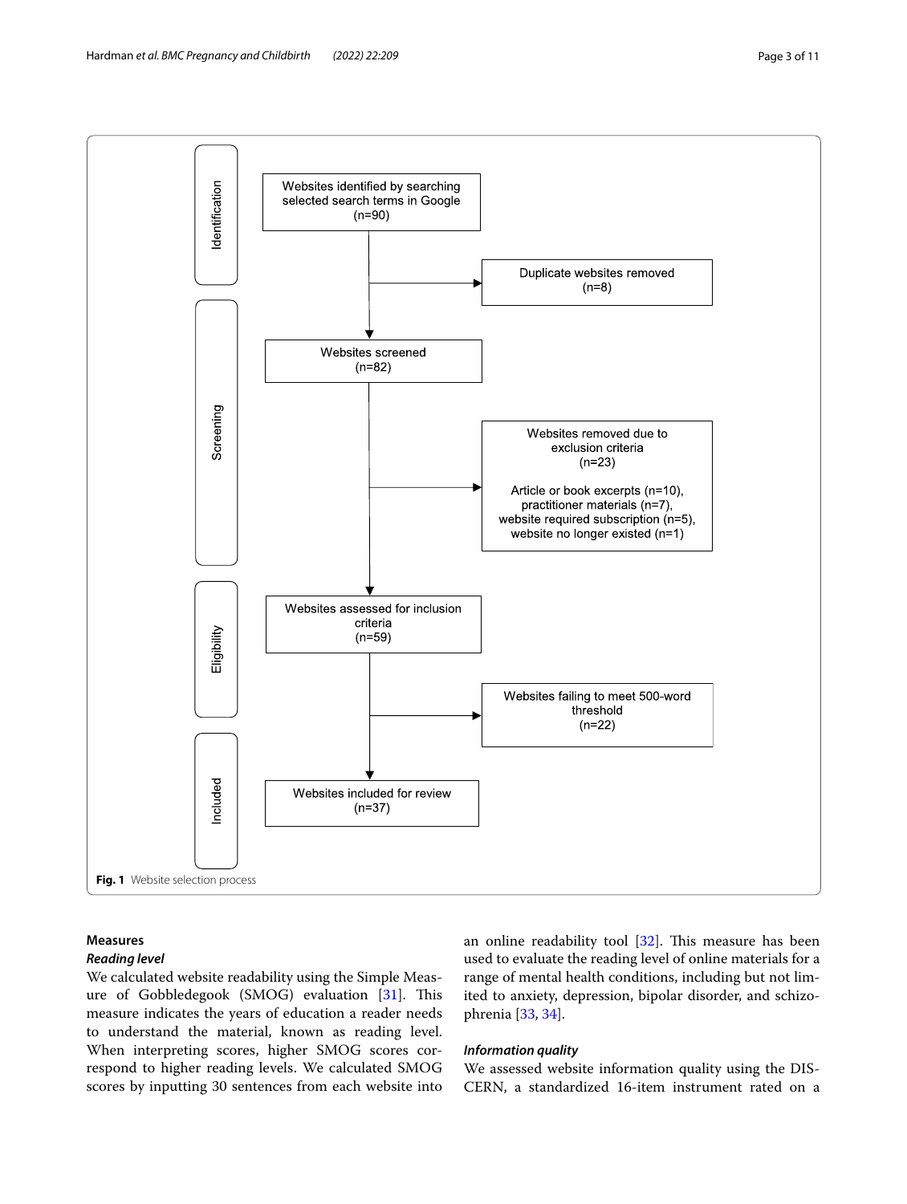Fig. 1 Website selection process

## Measures

### *Reading level*

We calculated website readability using the Simple Measure of Gobbledegook (SMOG) evaluation [31]. This measure indicates the years of education a reader needs to understand the material, known as reading level. When interpreting scores, higher SMOG scores correspond to higher reading levels. We calculated SMOG scores by inputting 30 sentences from each website into an online readability tool [32]. This measure has been used to evaluate the reading level of online materials for a range of mental health conditions, including but not limited to anxiety, depression, bipolar disorder, and schizophrenia [33, 34].

### *Information quality*

We assessed website information quality using the DISCERN, a standardized 16-item instrument rated on a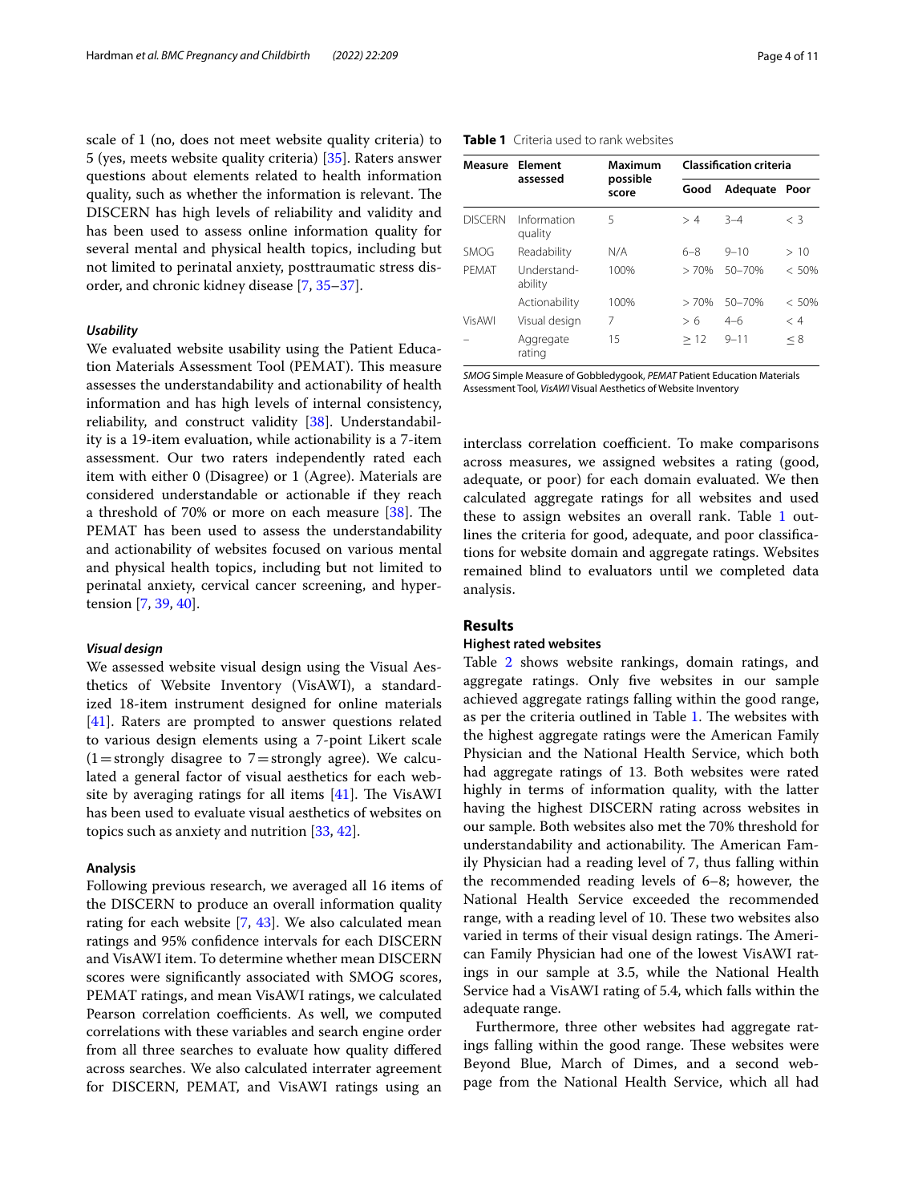scale of 1 (no, does not meet website quality criteria) to 5 (yes, meets website quality criteria) [35]. Raters answer questions about elements related to health information quality, such as whether the information is relevant. The DISCERN has high levels of reliability and validity and has been used to assess online information quality for several mental and physical health topics, including but not limited to perinatal anxiety, posttraumatic stress disorder, and chronic kidney disease [7, 35–37].

#### *Usability*

We evaluated website usability using the Patient Education Materials Assessment Tool (PEMAT). This measure assesses the understandability and actionability of health information and has high levels of internal consistency, reliability, and construct validity [38]. Understandability is a 19-item evaluation, while actionability is a 7-item assessment. Our two raters independently rated each item with either 0 (Disagree) or 1 (Agree). Materials are considered understandable or actionable if they reach a threshold of 70% or more on each measure [38]. The PEMAT has been used to assess the understandability and actionability of websites focused on various mental and physical health topics, including but not limited to perinatal anxiety, cervical cancer screening, and hypertension [7, 39, 40].

#### *Visual design*

We assessed website visual design using the Visual Aesthetics of Website Inventory (VisAWI), a standardized 18-item instrument designed for online materials [41]. Raters are prompted to answer questions related to various design elements using a 7-point Likert scale (1 = strongly disagree to 7 = strongly agree). We calculated a general factor of visual aesthetics for each website by averaging ratings for all items [41]. The VisAWI has been used to evaluate visual aesthetics of websites on topics such as anxiety and nutrition [33, 42].

### Analysis

Following previous research, we averaged all 16 items of the DISCERN to produce an overall information quality rating for each website [7, 43]. We also calculated mean ratings and 95% confidence intervals for each DISCERN and VisAWI item. To determine whether mean DISCERN scores were significantly associated with SMOG scores, PEMAT ratings, and mean VisAWI ratings, we calculated Pearson correlation coefficients. As well, we computed correlations with these variables and search engine order from all three searches to evaluate how quality differed across searches. We also calculated interrater agreement for DISCERN, PEMAT, and VisAWI ratings using an interclass correlation coefficient. To make comparisons across measures, we assigned websites a rating (good, adequate, or poor) for each domain evaluated. We then calculated aggregate ratings for all websites and used these to assign websites an overall rank. Table 1 outlines the criteria for good, adequate, and poor classifications for website domain and aggregate ratings. Websites remained blind to evaluators until we completed data analysis.

**Table 1** Criteria used to rank websites

| Measure | Element assessed | Maximum possible score | Classification criteria | | |
|---|---|---|---|---|---|
| | | | Good | Adequate | Poor |
| DISCERN | Information quality | 5 | > 4 | 3–4 | < 3 |
| SMOG | Readability | N/A | 6–8 | 9–10 | > 10 |
| PEMAT | Understand-ability | 100% | > 70% | 50–70% | < 50% |
| | Actionability | 100% | > 70% | 50–70% | < 50% |
| VisAWI | Visual design | 7 | > 6 | 4–6 | < 4 |
| – | Aggregate rating | 15 | ≥ 12 | 9–11 | ≤ 8 |

*SMOG* Simple Measure of Gobbledygook, *PEMAT* Patient Education Materials Assessment Tool, *VisAWI* Visual Aesthetics of Website Inventory

## Results

### Highest rated websites

Table 2 shows website rankings, domain ratings, and aggregate ratings. Only five websites in our sample achieved aggregate ratings falling within the good range, as per the criteria outlined in Table 1. The websites with the highest aggregate ratings were the American Family Physician and the National Health Service, which both had aggregate ratings of 13. Both websites were rated highly in terms of information quality, with the latter having the highest DISCERN rating across websites in our sample. Both websites also met the 70% threshold for understandability and actionability. The American Family Physician had a reading level of 7, thus falling within the recommended reading levels of 6–8; however, the National Health Service exceeded the recommended range, with a reading level of 10. These two websites also varied in terms of their visual design ratings. The American Family Physician had one of the lowest VisAWI ratings in our sample at 3.5, while the National Health Service had a VisAWI rating of 5.4, which falls within the adequate range.

Furthermore, three other websites had aggregate ratings falling within the good range. These websites were Beyond Blue, March of Dimes, and a second webpage from the National Health Service, which all had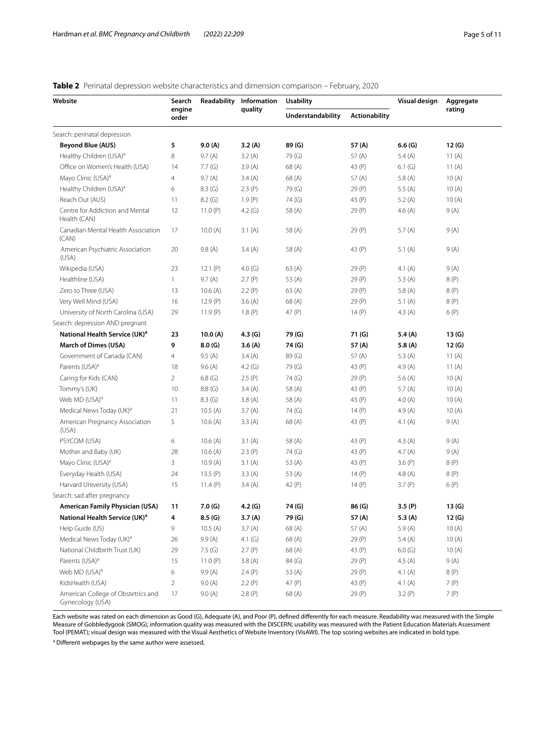**Table 2** Perinatal depression website characteristics and dimension comparison – February, 2020

| Website | Search engine order | Readability | Information quality | Usability | | Visual design | Aggregate rating |
|---|---|---|---|---|---|---|---|
| | | | | Understandability | Actionability | | |
| Search: perinatal depression | | | | | | | |
| **Beyond Blue (AUS)** | **5** | **9.0 (A)** | **3.2 (A)** | **89 (G)** | **57 (A)** | **6.6 (G)** | **12 (G)** |
| Healthy Children (USA)[a] | 8 | 9.7 (A) | 3.2 (A) | 79 (G) | 57 (A) | 5.4 (A) | 11 (A) |
| Office on Women's Health (USA) | 14 | 7.7 (G) | 3.9 (A) | 68 (A) | 43 (P) | 6.1 (G) | 11 (A) |
| Mayo Clinic (USA)[a] | 4 | 9.7 (A) | 3.4 (A) | 68 (A) | 57 (A) | 5.8 (A) | 10 (A) |
| Healthy Children (USA)[a] | 6 | 8.3 (G) | 2.3 (P) | 79 (G) | 29 (P) | 5.5 (A) | 10 (A) |
| Reach Out (AUS) | 11 | 8.2 (G) | 1.9 (P) | 74 (G) | 43 (P) | 5.2 (A) | 10 (A) |
| Centre for Addiction and Mental Health (CAN) | 12 | 11.0 (P) | 4.2 (G) | 58 (A) | 29 (P) | 4.6 (A) | 9 (A) |
| Canadian Mental Health Association (CAN) | 17 | 10.0 (A) | 3.1 (A) | 58 (A) | 29 (P) | 5.7 (A) | 9 (A) |
| American Psychiatric Association (USA) | 20 | 9.8 (A) | 3.4 (A) | 58 (A) | 43 (P) | 5.1 (A) | 9 (A) |
| Wikipedia (USA) | 23 | 12.1 (P) | 4.0 (G) | 63 (A) | 29 (P) | 4.1 (A) | 9 (A) |
| Healthline (USA) | 1 | 9.7 (A) | 2.7 (P) | 53 (A) | 29 (P) | 5.3 (A) | 8 (P) |
| Zero to Three (USA) | 13 | 10.6 (A) | 2.2 (P) | 63 (A) | 29 (P) | 5.8 (A) | 8 (P) |
| Very Well Mind (USA) | 16 | 12.9 (P) | 3.6 (A) | 68 (A) | 29 (P) | 5.1 (A) | 8 (P) |
| University of North Carolina (USA) | 29 | 11.9 (P) | 1.8 (P) | 47 (P) | 14 (P) | 4.3 (A) | 6 (P) |
| Search: depression AND pregnant | | | | | | | |
| **National Health Service (UK)[a]** | **23** | **10.0 (A)** | **4.3 (G)** | **79 (G)** | **71 (G)** | **5.4 (A)** | **13 (G)** |
| **March of Dimes (USA)** | **9** | **8.0 (G)** | **3.6 (A)** | **74 (G)** | **57 (A)** | **5.8 (A)** | **12 (G)** |
| Government of Canada (CAN) | 4 | 9.5 (A) | 3.4 (A) | 89 (G) | 57 (A) | 5.3 (A) | 11 (A) |
| Parents (USA)[a] | 18 | 9.6 (A) | 4.2 (G) | 79 (G) | 43 (P) | 4.9 (A) | 11 (A) |
| Caring for Kids (CAN) | 2 | 6.8 (G) | 2.5 (P) | 74 (G) | 29 (P) | 5.6 (A) | 10 (A) |
| Tommy's (UK) | 10 | 8.8 (G) | 3.4 (A) | 58 (A) | 43 (P) | 5.7 (A) | 10 (A) |
| Web MD (USA)[a] | 11 | 8.3 (G) | 3.8 (A) | 58 (A) | 43 (P) | 4.0 (A) | 10 (A) |
| Medical News Today (UK)[a] | 21 | 10.5 (A) | 3.7 (A) | 74 (G) | 14 (P) | 4.9 (A) | 10 (A) |
| American Pregnancy Association (USA) | 5 | 10.6 (A) | 3.3 (A) | 68 (A) | 43 (P) | 4.1 (A) | 9 (A) |
| PSYCOM (USA) | 6 | 10.6 (A) | 3.1 (A) | 58 (A) | 43 (P) | 4.3 (A) | 9 (A) |
| Mother and Baby (UK) | 28 | 10.6 (A) | 2.3 (P) | 74 (G) | 43 (P) | 4.7 (A) | 9 (A) |
| Mayo Clinic (USA)[a] | 3 | 10.9 (A) | 3.1 (A) | 53 (A) | 43 (P) | 3.6 (P) | 8 (P) |
| Everyday Health (USA) | 24 | 13.5 (P) | 3.3 (A) | 53 (A) | 14 (P) | 4.8 (A) | 8 (P) |
| Harvard University (USA) | 15 | 11.4 (P) | 3.4 (A) | 42 (P) | 14 (P) | 3.7 (P) | 6 (P) |
| Search: sad after pregnancy | | | | | | | |
| **American Family Physician (USA)** | **11** | **7.0 (G)** | **4.2 (G)** | **74 (G)** | **86 (G)** | **3.5 (P)** | **13 (G)** |
| **National Health Service (UK)[a]** | **4** | **8.5 (G)** | **3.7 (A)** | **79 (G)** | **57 (A)** | **5.3 (A)** | **12 (G)** |
| Help Guide (US) | 9 | 10.5 (A) | 3.7 (A) | 68 (A) | 57 (A) | 5.9 (A) | 10 (A) |
| Medical News Today (UK)[a] | 26 | 9.9 (A) | 4.1 (G) | 68 (A) | 29 (P) | 5.4 (A) | 10 (A) |
| National Childbirth Trust (UK) | 29 | 7.5 (G) | 2.7 (P) | 68 (A) | 43 (P) | 6.0 (G) | 10 (A) |
| Parents (USA)[a] | 15 | 11.0 (P) | 3.8 (A) | 84 (G) | 29 (P) | 4.5 (A) | 9 (A) |
| Web MD (USA)[a] | 6 | 9.9 (A) | 2.4 (P) | 53 (A) | 29 (P) | 4.1 (A) | 8 (P) |
| KidsHealth (USA) | 2 | 9.0 (A) | 2.2 (P) | 47 (P) | 43 (P) | 4.1 (A) | 7 (P) |
| American College of Obstetrics and Gynecology (USA) | 17 | 9.0 (A) | 2.8 (P) | 68 (A) | 29 (P) | 3.2 (P) | 7 (P) |

Each website was rated on each dimension as Good (G), Adequate (A), and Poor (P), defined differently for each measure. Readability was measured with the Simple Measure of Gobbledygook (SMOG); information quality was measured with the DISCERN; usability was measured with the Patient Education Materials Assessment Tool (PEMAT); visual design was measured with the Visual Aesthetics of Website Inventory (VisAWI). The top scoring websites are indicated in bold type.

[a] Different webpages by the same author were assessed.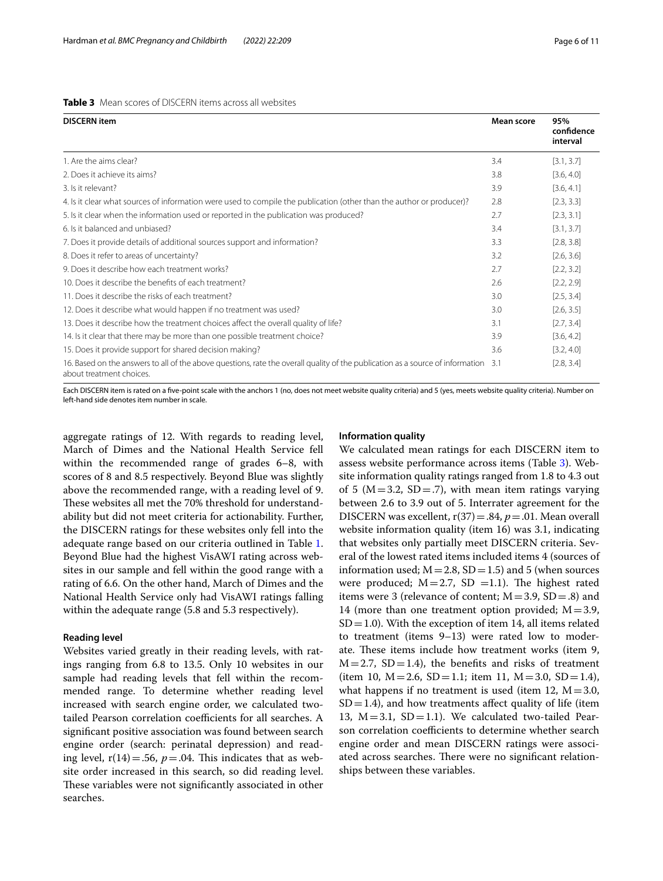**Table 3** Mean scores of DISCERN items across all websites

| DISCERN item | Mean score | 95% confidence interval |
|---|---|---|
| 1. Are the aims clear? | 3.4 | [3.1, 3.7] |
| 2. Does it achieve its aims? | 3.8 | [3.6, 4.0] |
| 3. Is it relevant? | 3.9 | [3.6, 4.1] |
| 4. Is it clear what sources of information were used to compile the publication (other than the author or producer)? | 2.8 | [2.3, 3.3] |
| 5. Is it clear when the information used or reported in the publication was produced? | 2.7 | [2.3, 3.1] |
| 6. Is it balanced and unbiased? | 3.4 | [3.1, 3.7] |
| 7. Does it provide details of additional sources support and information? | 3.3 | [2.8, 3.8] |
| 8. Does it refer to areas of uncertainty? | 3.2 | [2.6, 3.6] |
| 9. Does it describe how each treatment works? | 2.7 | [2.2, 3.2] |
| 10. Does it describe the benefits of each treatment? | 2.6 | [2.2, 2.9] |
| 11. Does it describe the risks of each treatment? | 3.0 | [2.5, 3.4] |
| 12. Does it describe what would happen if no treatment was used? | 3.0 | [2.6, 3.5] |
| 13. Does it describe how the treatment choices affect the overall quality of life? | 3.1 | [2.7, 3.4] |
| 14. Is it clear that there may be more than one possible treatment choice? | 3.9 | [3.6, 4.2] |
| 15. Does it provide support for shared decision making? | 3.6 | [3.2, 4.0] |
| 16. Based on the answers to all of the above questions, rate the overall quality of the publication as a source of information about treatment choices. | 3.1 | [2.8, 3.4] |

Each DISCERN item is rated on a five-point scale with the anchors 1 (no, does not meet website quality criteria) and 5 (yes, meets website quality criteria). Number on left-hand side denotes item number in scale.

aggregate ratings of 12. With regards to reading level, March of Dimes and the National Health Service fell within the recommended range of grades 6–8, with scores of 8 and 8.5 respectively. Beyond Blue was slightly above the recommended range, with a reading level of 9. These websites all met the 70% threshold for understandability but did not meet criteria for actionability. Further, the DISCERN ratings for these websites only fell into the adequate range based on our criteria outlined in Table 1. Beyond Blue had the highest VisAWI rating across websites in our sample and fell within the good range with a rating of 6.6. On the other hand, March of Dimes and the National Health Service only had VisAWI ratings falling within the adequate range (5.8 and 5.3 respectively).

#### Reading level

Websites varied greatly in their reading levels, with ratings ranging from 6.8 to 13.5. Only 10 websites in our sample had reading levels that fell within the recommended range. To determine whether reading level increased with search engine order, we calculated two-tailed Pearson correlation coefficients for all searches. A significant positive association was found between search engine order (search: perinatal depression) and reading level, $r(14) = .56$, $p = .04$. This indicates that as website order increased in this search, so did reading level. These variables were not significantly associated in other searches.

#### Information quality

We calculated mean ratings for each DISCERN item to assess website performance across items (Table 3). Website information quality ratings ranged from 1.8 to 4.3 out of 5 ($M = 3.2$, $SD = .7$), with mean item ratings varying between 2.6 to 3.9 out of 5. Interrater agreement for the DISCERN was excellent, $r(37) = .84$, $p = .01$. Mean overall website information quality (item 16) was 3.1, indicating that websites only partially meet DISCERN criteria. Several of the lowest rated items included items 4 (sources of information used; $M = 2.8$, $SD = 1.5$) and 5 (when sources were produced; $M = 2.7$, $SD = 1.1$). The highest rated items were 3 (relevance of content; $M = 3.9$, $SD = .8$) and 14 (more than one treatment option provided; $M = 3.9$, $SD = 1.0$). With the exception of item 14, all items related to treatment (items 9–13) were rated low to moderate. These items include how treatment works (item 9, $M = 2.7$, $SD = 1.4$), the benefits and risks of treatment (item 10, $M = 2.6$, $SD = 1.1$; item 11, $M = 3.0$, $SD = 1.4$), what happens if no treatment is used (item 12, $M = 3.0$, $SD = 1.4$), and how treatments affect quality of life (item 13, $M = 3.1$, $SD = 1.1$). We calculated two-tailed Pearson correlation coefficients to determine whether search engine order and mean DISCERN ratings were associated across searches. There were no significant relationships between these variables.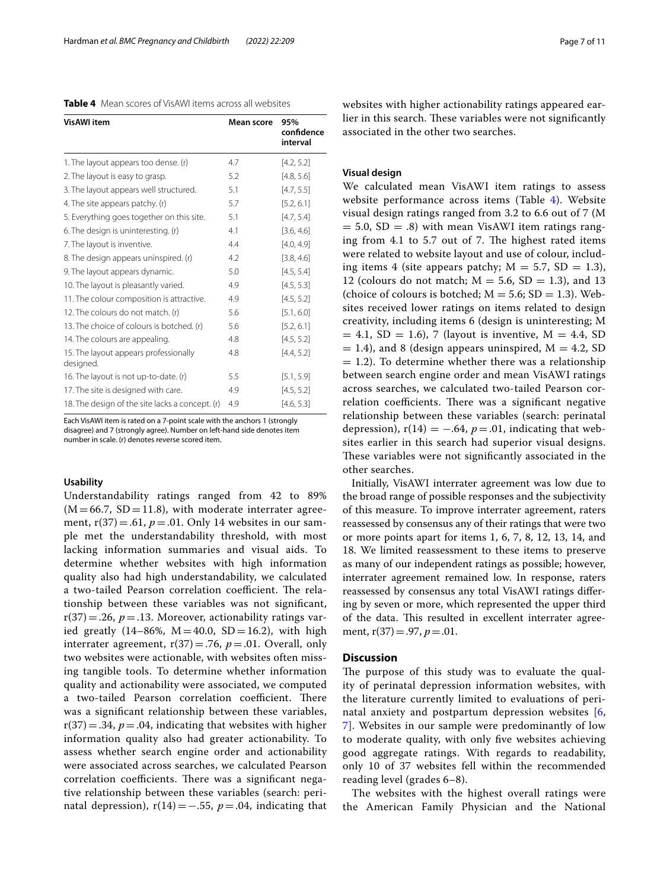**Table 4** Mean scores of VisAWI items across all websites

| VisAWI item | Mean score | 95% confidence interval |
|---|---|---|
| 1. The layout appears too dense. (r) | 4.7 | [4.2, 5.2] |
| 2. The layout is easy to grasp. | 5.2 | [4.8, 5.6] |
| 3. The layout appears well structured. | 5.1 | [4.7, 5.5] |
| 4. The site appears patchy. (r) | 5.7 | [5.2, 6.1] |
| 5. Everything goes together on this site. | 5.1 | [4.7, 5.4] |
| 6. The design is uninteresting. (r) | 4.1 | [3.6, 4.6] |
| 7. The layout is inventive. | 4.4 | [4.0, 4.9] |
| 8. The design appears uninspired. (r) | 4.2 | [3.8, 4.6] |
| 9. The layout appears dynamic. | 5.0 | [4.5, 5.4] |
| 10. The layout is pleasantly varied. | 4.9 | [4.5, 5.3] |
| 11. The colour composition is attractive. | 4.9 | [4.5, 5.2] |
| 12. The colours do not match. (r) | 5.6 | [5.1, 6.0] |
| 13. The choice of colours is botched. (r) | 5.6 | [5.2, 6.1] |
| 14. The colours are appealing. | 4.8 | [4.5, 5.2] |
| 15. The layout appears professionally designed. | 4.8 | [4.4, 5.2] |
| 16. The layout is not up-to-date. (r) | 5.5 | [5.1, 5.9] |
| 17. The site is designed with care. | 4.9 | [4.5, 5.2] |
| 18. The design of the site lacks a concept. (r) | 4.9 | [4.6, 5.3] |

Each VisAWI item is rated on a 7-point scale with the anchors 1 (strongly disagree) and 7 (strongly agree). Number on left-hand side denotes item number in scale. (r) denotes reverse scored item.

### Usability

Understandability ratings ranged from 42 to 89% ($M = 66.7$, $SD = 11.8$), with moderate interrater agreement, $r(37) = .61$, $p = .01$. Only 14 websites in our sample met the understandability threshold, with most lacking information summaries and visual aids. To determine whether websites with high information quality also had high understandability, we calculated a two-tailed Pearson correlation coefficient. The relationship between these variables was not significant, $r(37) = .26$, $p = .13$. Moreover, actionability ratings varied greatly (14–86%, $M = 40.0$, $SD = 16.2$), with high interrater agreement, $r(37) = .76$, $p = .01$. Overall, only two websites were actionable, with websites often missing tangible tools. To determine whether information quality and actionability were associated, we computed a two-tailed Pearson correlation coefficient. There was a significant relationship between these variables, $r(37) = .34$, $p = .04$, indicating that websites with higher information quality also had greater actionability. To assess whether search engine order and actionability were associated across searches, we calculated Pearson correlation coefficients. There was a significant negative relationship between these variables (search: perinatal depression), $r(14) = -.55$, $p = .04$, indicating that websites with higher actionability ratings appeared earlier in this search. These variables were not significantly associated in the other two searches.

### Visual design

We calculated mean VisAWI item ratings to assess website performance across items (Table 4). Website visual design ratings ranged from 3.2 to 6.6 out of 7 ($M = 5.0$, $SD = .8$) with mean VisAWI item ratings ranging from 4.1 to 5.7 out of 7. The highest rated items were related to website layout and use of colour, including items 4 (site appears patchy; $M = 5.7$, $SD = 1.3$), 12 (colours do not match; $M = 5.6$, $SD = 1.3$), and 13 (choice of colours is botched; $M = 5.6$; $SD = 1.3$). Websites received lower ratings on items related to design creativity, including items 6 (design is uninteresting; $M = 4.1$, $SD = 1.6$), 7 (layout is inventive, $M = 4.4$, $SD = 1.4$), and 8 (design appears uninspired, $M = 4.2$, $SD = 1.2$). To determine whether there was a relationship between search engine order and mean VisAWI ratings across searches, we calculated two-tailed Pearson correlation coefficients. There was a significant negative relationship between these variables (search: perinatal depression), $r(14) = -.64$, $p = .01$, indicating that websites earlier in this search had superior visual designs. These variables were not significantly associated in the other searches.

Initially, VisAWI interrater agreement was low due to the broad range of possible responses and the subjectivity of this measure. To improve interrater agreement, raters reassessed by consensus any of their ratings that were two or more points apart for items 1, 6, 7, 8, 12, 13, 14, and 18. We limited reassessment to these items to preserve as many of our independent ratings as possible; however, interrater agreement remained low. In response, raters reassessed by consensus any total VisAWI ratings differing by seven or more, which represented the upper third of the data. This resulted in excellent interrater agreement, $r(37) = .97$, $p = .01$.

## Discussion

The purpose of this study was to evaluate the quality of perinatal depression information websites, with the literature currently limited to evaluations of perinatal anxiety and postpartum depression websites [6, 7]. Websites in our sample were predominantly of low to moderate quality, with only five websites achieving good aggregate ratings. With regards to readability, only 10 of 37 websites fell within the recommended reading level (grades 6–8).

The websites with the highest overall ratings were the American Family Physician and the National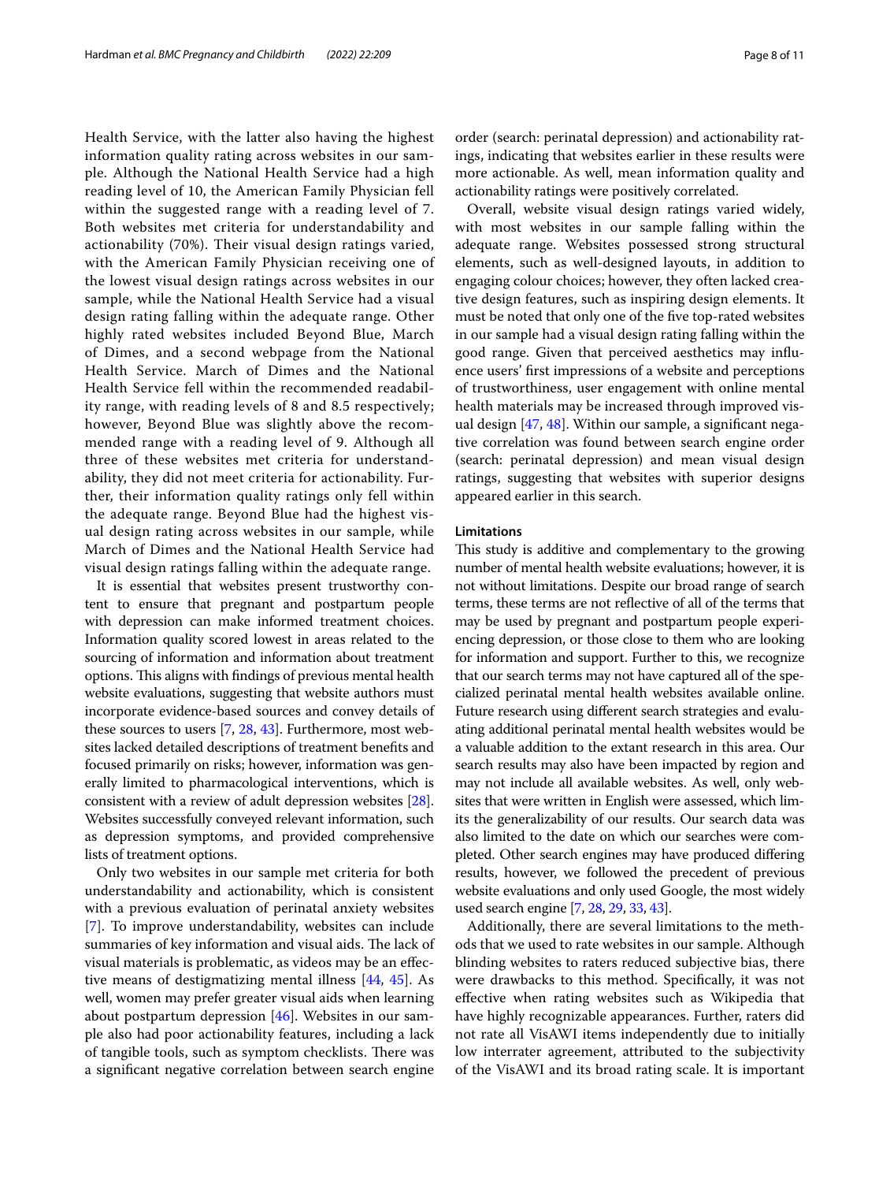Health Service, with the latter also having the highest information quality rating across websites in our sample. Although the National Health Service had a high reading level of 10, the American Family Physician fell within the suggested range with a reading level of 7. Both websites met criteria for understandability and actionability (70%). Their visual design ratings varied, with the American Family Physician receiving one of the lowest visual design ratings across websites in our sample, while the National Health Service had a visual design rating falling within the adequate range. Other highly rated websites included Beyond Blue, March of Dimes, and a second webpage from the National Health Service. March of Dimes and the National Health Service fell within the recommended readability range, with reading levels of 8 and 8.5 respectively; however, Beyond Blue was slightly above the recommended range with a reading level of 9. Although all three of these websites met criteria for understandability, they did not meet criteria for actionability. Further, their information quality ratings only fell within the adequate range. Beyond Blue had the highest visual design rating across websites in our sample, while March of Dimes and the National Health Service had visual design ratings falling within the adequate range.

It is essential that websites present trustworthy content to ensure that pregnant and postpartum people with depression can make informed treatment choices. Information quality scored lowest in areas related to the sourcing of information and information about treatment options. This aligns with findings of previous mental health website evaluations, suggesting that website authors must incorporate evidence-based sources and convey details of these sources to users [7, 28, 43]. Furthermore, most websites lacked detailed descriptions of treatment benefits and focused primarily on risks; however, information was generally limited to pharmacological interventions, which is consistent with a review of adult depression websites [28]. Websites successfully conveyed relevant information, such as depression symptoms, and provided comprehensive lists of treatment options.

Only two websites in our sample met criteria for both understandability and actionability, which is consistent with a previous evaluation of perinatal anxiety websites [7]. To improve understandability, websites can include summaries of key information and visual aids. The lack of visual materials is problematic, as videos may be an effective means of destigmatizing mental illness [44, 45]. As well, women may prefer greater visual aids when learning about postpartum depression [46]. Websites in our sample also had poor actionability features, including a lack of tangible tools, such as symptom checklists. There was a significant negative correlation between search engine order (search: perinatal depression) and actionability ratings, indicating that websites earlier in these results were more actionable. As well, mean information quality and actionability ratings were positively correlated.

Overall, website visual design ratings varied widely, with most websites in our sample falling within the adequate range. Websites possessed strong structural elements, such as well-designed layouts, in addition to engaging colour choices; however, they often lacked creative design features, such as inspiring design elements. It must be noted that only one of the five top-rated websites in our sample had a visual design rating falling within the good range. Given that perceived aesthetics may influence users' first impressions of a website and perceptions of trustworthiness, user engagement with online mental health materials may be increased through improved visual design [47, 48]. Within our sample, a significant negative correlation was found between search engine order (search: perinatal depression) and mean visual design ratings, suggesting that websites with superior designs appeared earlier in this search.

### Limitations

This study is additive and complementary to the growing number of mental health website evaluations; however, it is not without limitations. Despite our broad range of search terms, these terms are not reflective of all of the terms that may be used by pregnant and postpartum people experiencing depression, or those close to them who are looking for information and support. Further to this, we recognize that our search terms may not have captured all of the specialized perinatal mental health websites available online. Future research using different search strategies and evaluating additional perinatal mental health websites would be a valuable addition to the extant research in this area. Our search results may also have been impacted by region and may not include all available websites. As well, only websites that were written in English were assessed, which limits the generalizability of our results. Our search data was also limited to the date on which our searches were completed. Other search engines may have produced differing results, however, we followed the precedent of previous website evaluations and only used Google, the most widely used search engine [7, 28, 29, 33, 43].

Additionally, there are several limitations to the methods that we used to rate websites in our sample. Although blinding websites to raters reduced subjective bias, there were drawbacks to this method. Specifically, it was not effective when rating websites such as Wikipedia that have highly recognizable appearances. Further, raters did not rate all VisAWI items independently due to initially low interrater agreement, attributed to the subjectivity of the VisAWI and its broad rating scale. It is important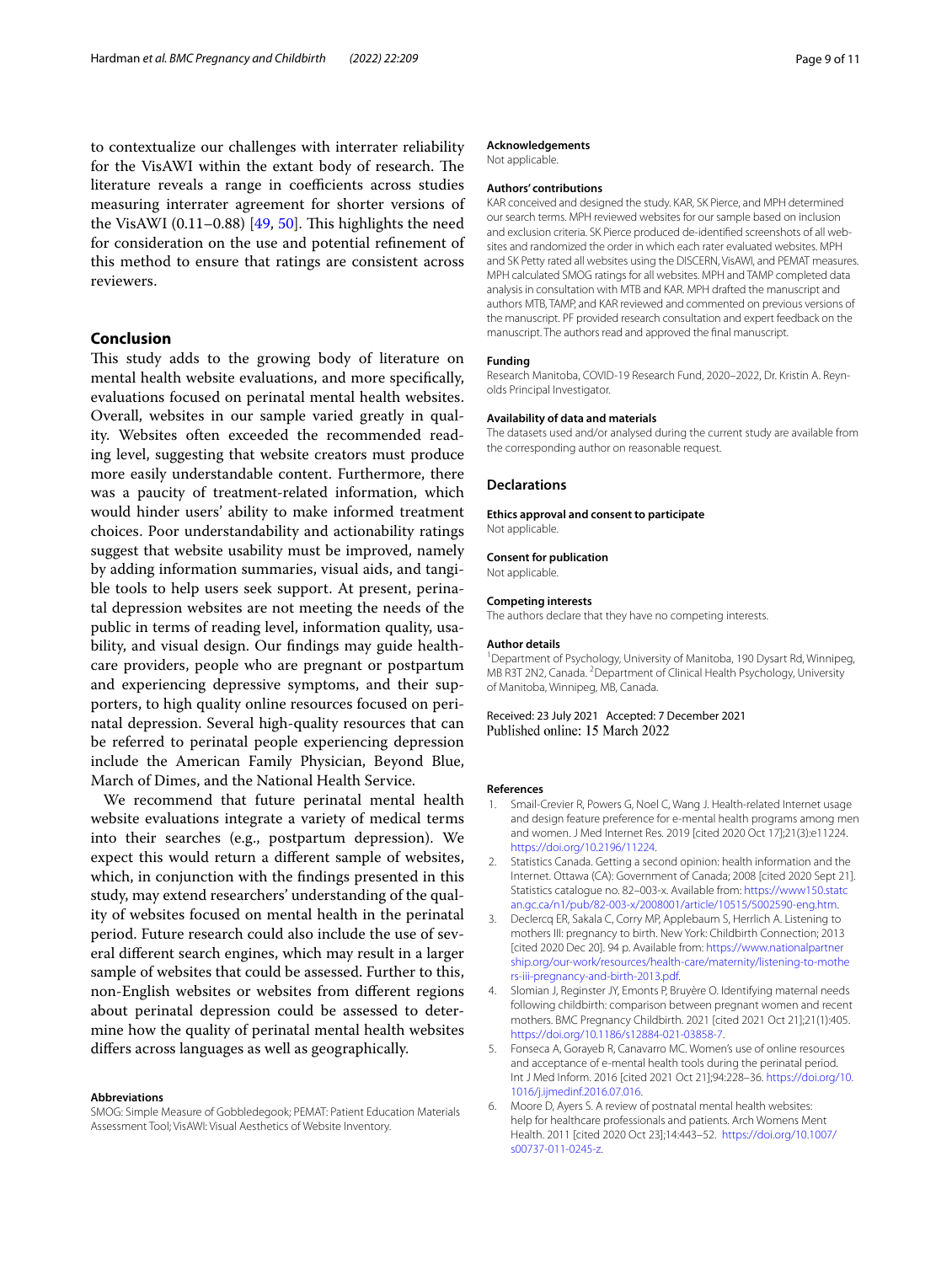to contextualize our challenges with interrater reliability for the VisAWI within the extant body of research. The literature reveals a range in coefficients across studies measuring interrater agreement for shorter versions of the VisAWI (0.11–0.88) [49, 50]. This highlights the need for consideration on the use and potential refinement of this method to ensure that ratings are consistent across reviewers.

## Conclusion

This study adds to the growing body of literature on mental health website evaluations, and more specifically, evaluations focused on perinatal mental health websites. Overall, websites in our sample varied greatly in quality. Websites often exceeded the recommended reading level, suggesting that website creators must produce more easily understandable content. Furthermore, there was a paucity of treatment-related information, which would hinder users' ability to make informed treatment choices. Poor understandability and actionability ratings suggest that website usability must be improved, namely by adding information summaries, visual aids, and tangible tools to help users seek support. At present, perinatal depression websites are not meeting the needs of the public in terms of reading level, information quality, usability, and visual design. Our findings may guide healthcare providers, people who are pregnant or postpartum and experiencing depressive symptoms, and their supporters, to high quality online resources focused on perinatal depression. Several high-quality resources that can be referred to perinatal people experiencing depression include the American Family Physician, Beyond Blue, March of Dimes, and the National Health Service.

We recommend that future perinatal mental health website evaluations integrate a variety of medical terms into their searches (e.g., postpartum depression). We expect this would return a different sample of websites, which, in conjunction with the findings presented in this study, may extend researchers' understanding of the quality of websites focused on mental health in the perinatal period. Future research could also include the use of several different search engines, which may result in a larger sample of websites that could be assessed. Further to this, non-English websites or websites from different regions about perinatal depression could be assessed to determine how the quality of perinatal mental health websites differs across languages as well as geographically.

#### Abbreviations

SMOG: Simple Measure of Gobbledegook; PEMAT: Patient Education Materials Assessment Tool; VisAWI: Visual Aesthetics of Website Inventory.

#### Acknowledgements

Not applicable.

#### Authors' contributions

KAR conceived and designed the study. KAR, SK Pierce, and MPH determined our search terms. MPH reviewed websites for our sample based on inclusion and exclusion criteria. SK Pierce produced de-identified screenshots of all websites and randomized the order in which each rater evaluated websites. MPH and SK Petty rated all websites using the DISCERN, VisAWI, and PEMAT measures. MPH calculated SMOG ratings for all websites. MPH and TAMP completed data analysis in consultation with MTB and KAR. MPH drafted the manuscript and authors MTB, TAMP, and KAR reviewed and commented on previous versions of the manuscript. PF provided research consultation and expert feedback on the manuscript. The authors read and approved the final manuscript.

#### Funding

Research Manitoba, COVID-19 Research Fund, 2020–2022, Dr. Kristin A. Reynolds Principal Investigator.

#### Availability of data and materials

The datasets used and/or analysed during the current study are available from the corresponding author on reasonable request.

## Declarations

#### Ethics approval and consent to participate

Not applicable.

#### Consent for publication

Not applicable.

#### Competing interests

The authors declare that they have no competing interests.

#### Author details

[1]Department of Psychology, University of Manitoba, 190 Dysart Rd, Winnipeg, MB R3T 2N2, Canada. [2]Department of Clinical Health Psychology, University of Manitoba, Winnipeg, MB, Canada.

Received: 23 July 2021 Accepted: 7 December 2021
Published online: 15 March 2022

#### References

1. Smail-Crevier R, Powers G, Noel C, Wang J. Health-related Internet usage and design feature preference for e-mental health programs among men and women. J Med Internet Res. 2019 [cited 2020 Oct 17];21(3):e11224. https://doi.org/10.2196/11224.
2. Statistics Canada. Getting a second opinion: health information and the Internet. Ottawa (CA): Government of Canada; 2008 [cited 2020 Sept 21]. Statistics catalogue no. 82–003-x. Available from: https://www150.statcan.gc.ca/n1/pub/82-003-x/2008001/article/10515/5002590-eng.htm.
3. Declercq ER, Sakala C, Corry MP, Applebaum S, Herrlich A. Listening to mothers III: pregnancy to birth. New York: Childbirth Connection; 2013 [cited 2020 Dec 20]. 94 p. Available from: https://www.nationalpartnership.org/our-work/resources/health-care/maternity/listening-to-mothers-iii-pregnancy-and-birth-2013.pdf.
4. Slomian J, Reginster JY, Emonts P, Bruyère O. Identifying maternal needs following childbirth: comparison between pregnant women and recent mothers. BMC Pregnancy Childbirth. 2021 [cited 2021 Oct 21];21(1):405. https://doi.org/10.1186/s12884-021-03858-7.
5. Fonseca A, Gorayeb R, Canavarro MC. Women's use of online resources and acceptance of e-mental health tools during the perinatal period. Int J Med Inform. 2016 [cited 2021 Oct 21];94:228–36. https://doi.org/10.1016/j.ijmedinf.2016.07.016.
6. Moore D, Ayers S. A review of postnatal mental health websites: help for healthcare professionals and patients. Arch Womens Ment Health. 2011 [cited 2020 Oct 23];14:443–52. https://doi.org/10.1007/s00737-011-0245-z.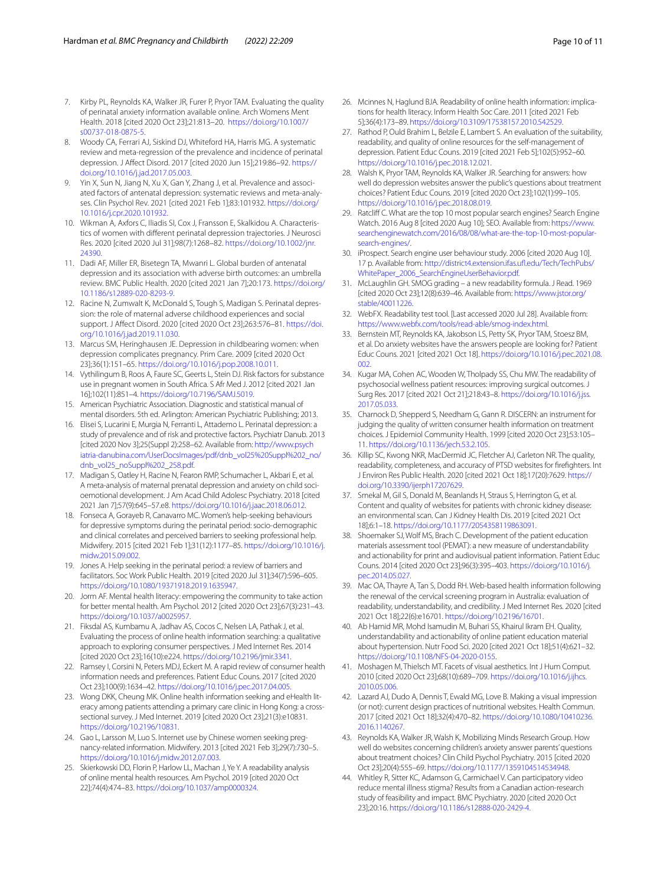7. Kirby PL, Reynolds KA, Walker JR, Furer P, Pryor TAM. Evaluating the quality of perinatal anxiety information available online. Arch Womens Ment Health. 2018 [cited 2020 Oct 23];21:813–20. https://doi.org/10.1007/s00737-018-0875-5.
8. Woody CA, Ferrari AJ, Siskind DJ, Whiteford HA, Harris MG. A systematic review and meta-regression of the prevalence and incidence of perinatal depression. J Affect Disord. 2017 [cited 2020 Jun 15];219:86–92. https://doi.org/10.1016/j.jad.2017.05.003.
9. Yin X, Sun N, Jiang N, Xu X, Gan Y, Zhang J, et al. Prevalence and associated factors of antenatal depression: systematic reviews and meta-analyses. Clin Psychol Rev. 2021 [cited 2021 Feb 1];83:101932. https://doi.org/10.1016/j.cpr.2020.101932.
10. Wikman A, Axfors C, Iliadis SI, Cox J, Fransson E, Skalkidou A. Characteristics of women with different perinatal depression trajectories. J Neurosci Res. 2020 [cited 2020 Jul 31];98(7):1268–82. https://doi.org/10.1002/jnr.24390.
11. Dadi AF, Miller ER, Bisetegn TA, Mwanri L. Global burden of antenatal depression and its association with adverse birth outcomes: an umbrella review. BMC Public Health. 2020 [cited 2021 Jan 7];20:173. https://doi.org/10.1186/s12889-020-8293-9.
12. Racine N, Zumwalt K, McDonald S, Tough S, Madigan S. Perinatal depression: the role of maternal adverse childhood experiences and social support. J Affect Disord. 2020 [cited 2020 Oct 23];263:576–81. https://doi.org/10.1016/j.jad.2019.11.030.
13. Marcus SM, Heringhausen JE. Depression in childbearing women: when depression complicates pregnancy. Prim Care. 2009 [cited 2020 Oct 23];36(1):151–65. https://doi.org/10.1016/j.pop.2008.10.011.
14. Vythilingum B, Roos A, Faure SC, Geerts L, Stein DJ. Risk factors for substance use in pregnant women in South Africa. S Afr Med J. 2012 [cited 2021 Jan 16];102(11):851–4. https://doi.org/10.7196/SAMJ.5019.
15. American Psychiatric Association. Diagnostic and statistical manual of mental disorders. 5th ed. Arlington: American Psychiatric Publishing; 2013.
16. Elisei S, Lucarini E, Murgia N, Ferranti L, Attademo L. Perinatal depression: a study of prevalence and of risk and protective factors. Psychiatr Danub. 2013 [cited 2020 Nov 3];25(Suppl 2):258–62. Available from: http://www.psychiatria-danubina.com/UserDocsImages/pdf/dnb_vol25%20Suppl%202_no/dnb_vol25_noSuppl%202_258.pdf.
17. Madigan S, Oatley H, Racine N, Fearon RMP, Schumacher L, Akbari E, et al. A meta-analysis of maternal prenatal depression and anxiety on child socioemotional development. J Am Acad Child Adolesc Psychiatry. 2018 [cited 2021 Jan 7];57(9):645–57.e8. https://doi.org/10.1016/j.jaac.2018.06.012.
18. Fonseca A, Gorayeb R, Canavarro MC. Women's help-seeking behaviours for depressive symptoms during the perinatal period: socio-demographic and clinical correlates and perceived barriers to seeking professional help. Midwifery. 2015 [cited 2021 Feb 1];31(12):1177–85. https://doi.org/10.1016/j.midw.2015.09.002.
19. Jones A. Help seeking in the perinatal period: a review of barriers and facilitators. Soc Work Public Health. 2019 [cited 2020 Jul 31];34(7):596–605. https://doi.org/10.1080/19371918.2019.1635947.
20. Jorm AF. Mental health literacy: empowering the community to take action for better mental health. Am Psychol. 2012 [cited 2020 Oct 23];67(3):231–43. https://doi.org/10.1037/a0025957.
21. Fiksdal AS, Kumbamu A, Jadhav AS, Cocos C, Nelsen LA, Pathak J, et al. Evaluating the process of online health information searching: a qualitative approach to exploring consumer perspectives. J Med Internet Res. 2014 [cited 2020 Oct 23];16(10):e224. https://doi.org/10.2196/jmir.3341.
22. Ramsey I, Corsini N, Peters MDJ, Eckert M. A rapid review of consumer health information needs and preferences. Patient Educ Couns. 2017 [cited 2020 Oct 23];100(9):1634–42. https://doi.org/10.1016/j.pec.2017.04.005.
23. Wong DKK, Cheung MK. Online health information seeking and eHealth literacy among patients attending a primary care clinic in Hong Kong: a cross-sectional survey. J Med Internet. 2019 [cited 2020 Oct 23];21(3):e10831. https://doi.org/10.2196/10831.
24. Gao L, Larsson M, Luo S. Internet use by Chinese women seeking pregnancy-related information. Midwifery. 2013 [cited 2021 Feb 3];29(7):730–5. https://doi.org/10.1016/j.midw.2012.07.003.
25. Skierkowski DD, Florin P, Harlow LL, Machan J, Ye Y. A readability analysis of online mental health resources. Am Psychol. 2019 [cited 2020 Oct 22];74(4):474–83. https://doi.org/10.1037/amp0000324.
26. Mcinnes N, Haglund BJA. Readability of online health information: implications for health literacy. Inform Health Soc Care. 2011 [cited 2021 Feb 5];36(4):173–89. https://doi.org/10.3109/17538157.2010.542529.
27. Rathod P, Ould Brahim L, Belzile E, Lambert S. An evaluation of the suitability, readability, and quality of online resources for the self-management of depression. Patient Educ Couns. 2019 [cited 2021 Feb 5];102(5):952–60. https://doi.org/10.1016/j.pec.2018.12.021.
28. Walsh K, Pryor TAM, Reynolds KA, Walker JR. Searching for answers: how well do depression websites answer the public's questions about treatment choices? Patient Educ Couns. 2019 [cited 2020 Oct 23];102(1):99–105. https://doi.org/10.1016/j.pec.2018.08.019.
29. Ratcliff C. What are the top 10 most popular search engines? Search Engine Watch. 2016 Aug 8 [cited 2020 Aug 10]; SEO. Available from: https://www.searchenginewatch.com/2016/08/08/what-are-the-top-10-most-popular-search-engines/.
30. iProspect. Search engine user behaviour study. 2006 [cited 2020 Aug 10]. 17 p. Available from: http://district4.extension.ifas.ufl.edu/Tech/TechPubs/WhitePaper_2006_SearchEngineUserBehavior.pdf.
31. McLaughlin GH. SMOG grading – a new readability formula. J Read. 1969 [cited 2020 Oct 23];12(8):639–46. Available from: https://www.jstor.org/stable/40011226.
32. WebFX. Readability test tool. [Last accessed 2020 Jul 28]. Available from: https://www.webfx.com/tools/read-able/smog-index.html.
33. Bernstein MT, Reynolds KA, Jakobson LS, Petty SK, Pryor TAM, Stoesz BM, et al. Do anxiety websites have the answers people are looking for? Patient Educ Couns. 2021 [cited 2021 Oct 18]. https://doi.org/10.1016/j.pec.2021.08.002.
34. Kugar MA, Cohen AC, Wooden W, Tholpady SS, Chu MW. The readability of psychosocial wellness patient resources: improving surgical outcomes. J Surg Res. 2017 [cited 2021 Oct 21];218:43–8. https://doi.org/10.1016/j.jss.2017.05.033.
35. Charnock D, Shepperd S, Needham G, Gann R. DISCERN: an instrument for judging the quality of written consumer health information on treatment choices. J Epidemiol Community Health. 1999 [cited 2020 Oct 23];53:105–11. https://doi.org/10.1136/jech.53.2.105.
36. Killip SC, Kwong NKR, MacDermid JC, Fletcher AJ, Carleton NR. The quality, readability, completeness, and accuracy of PTSD websites for firefighters. Int J Environ Res Public Health. 2020 [cited 2021 Oct 18];17(20):7629. https://doi.org/10.3390/ijerph17207629.
37. Smekal M, Gil S, Donald M, Beanlands H, Straus S, Herrington G, et al. Content and quality of websites for patients with chronic kidney disease: an environmental scan. Can J Kidney Health Dis. 2019 [cited 2021 Oct 18];6:1–18. https://doi.org/10.1177/2054358119863091.
38. Shoemaker SJ, Wolf MS, Brach C. Development of the patient education materials assessment tool (PEMAT): a new measure of understandability and actionability for print and audiovisual patient information. Patient Educ Couns. 2014 [cited 2020 Oct 23];96(3):395–403. https://doi.org/10.1016/j.pec.2014.05.027.
39. Mac OA, Thayre A, Tan S, Dodd RH. Web-based health information following the renewal of the cervical screening program in Australia: evaluation of readability, understandability, and credibility. J Med Internet Res. 2020 [cited 2021 Oct 18];22(6):e16701. https://doi.org/10.2196/16701.
40. Ab Hamid MR, Mohd Isamudin M, Buhari SS, Khairul Ikram EH. Quality, understandability and actionability of online patient education material about hypertension. Nutr Food Sci. 2020 [cited 2021 Oct 18];51(4):621–32. https://doi.org/10.1108/NFS-04-2020-0155.
41. Moshagen M, Thielsch MT. Facets of visual aesthetics. Int J Hum Comput. 2010 [cited 2020 Oct 23];68(10):689–709. https://doi.org/10.1016/j.ijhcs.2010.05.006.
42. Lazard AJ, Dudo A, Dennis T, Ewald MG, Love B. Making a visual impression (or not): current design practices of nutritional websites. Health Commun. 2017 [cited 2021 Oct 18];32(4):470–82. https://doi.org/10.1080/10410236.2016.1140267.
43. Reynolds KA, Walker JR, Walsh K, Mobilizing Minds Research Group. How well do websites concerning children's anxiety answer parents' questions about treatment choices? Clin Child Psychol Psychiatry. 2015 [cited 2020 Oct 23];20(4):555–69. https://doi.org/10.1177/1359104514534948.
44. Whitley R, Sitter KC, Adamson G, Carmichael V. Can participatory video reduce mental illness stigma? Results from a Canadian action-research study of feasibility and impact. BMC Psychiatry. 2020 [cited 2020 Oct 23];20:16. https://doi.org/10.1186/s12888-020-2429-4.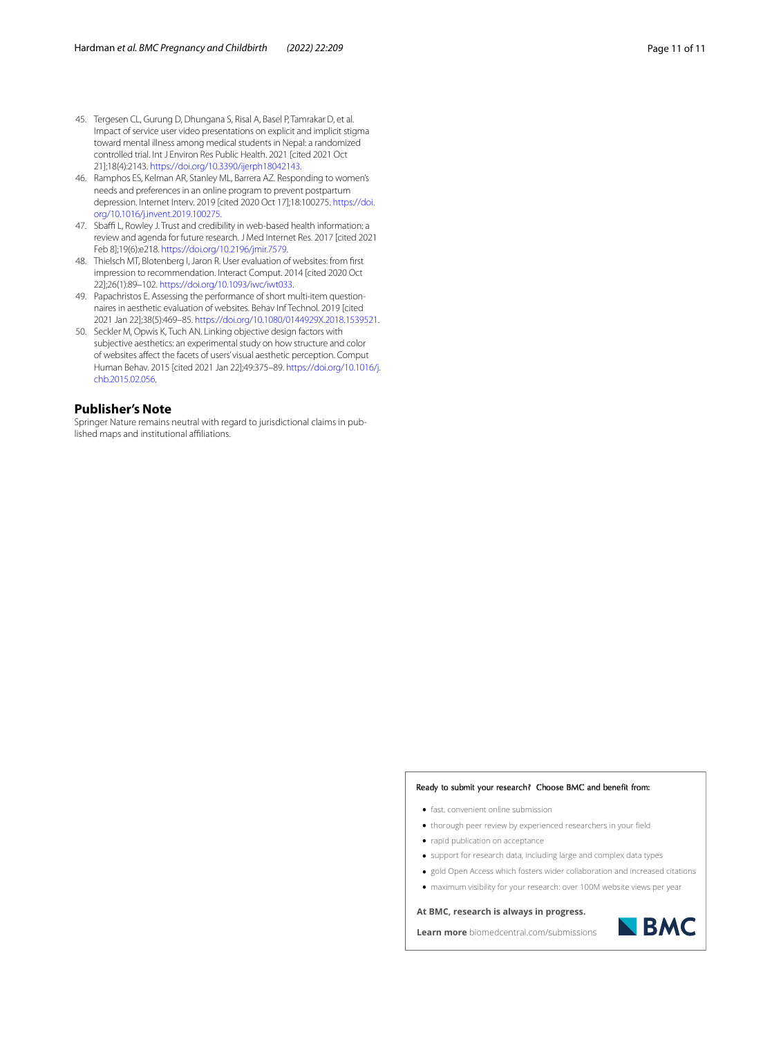45. Tergesen CL, Gurung D, Dhungana S, Risal A, Basel P, Tamrakar D, et al. Impact of service user video presentations on explicit and implicit stigma toward mental illness among medical students in Nepal: a randomized controlled trial. Int J Environ Res Public Health. 2021 [cited 2021 Oct 21];18(4):2143. https://doi.org/10.3390/ijerph18042143.
46. Ramphos ES, Kelman AR, Stanley ML, Barrera AZ. Responding to women's needs and preferences in an online program to prevent postpartum depression. Internet Interv. 2019 [cited 2020 Oct 17];18:100275. https://doi.org/10.1016/j.invent.2019.100275.
47. Sbaffi L, Rowley J. Trust and credibility in web-based health information: a review and agenda for future research. J Med Internet Res. 2017 [cited 2021 Feb 8];19(6):e218. https://doi.org/10.2196/jmir.7579.
48. Thielsch MT, Blotenberg I, Jaron R. User evaluation of websites: from first impression to recommendation. Interact Comput. 2014 [cited 2020 Oct 22];26(1):89–102. https://doi.org/10.1093/iwc/iwt033.
49. Papachristos E. Assessing the performance of short multi-item questionnaires in aesthetic evaluation of websites. Behav Inf Technol. 2019 [cited 2021 Jan 22];38(5):469–85. https://doi.org/10.1080/0144929X.2018.1539521.
50. Seckler M, Opwis K, Tuch AN. Linking objective design factors with subjective aesthetics: an experimental study on how structure and color of websites affect the facets of users' visual aesthetic perception. Comput Human Behav. 2015 [cited 2021 Jan 22];49:375–89. https://doi.org/10.1016/j.chb.2015.02.056.

## Publisher's Note

Springer Nature remains neutral with regard to jurisdictional claims in published maps and institutional affiliations.

Ready to submit your research? Choose BMC and benefit from:

- fast, convenient online submission
- thorough peer review by experienced researchers in your field
- rapid publication on acceptance
- support for research data, including large and complex data types
- gold Open Access which fosters wider collaboration and increased citations
- maximum visibility for your research: over 100M website views per year

**At BMC, research is always in progress.**

**Learn more** biomedcentral.com/submissions

BMC